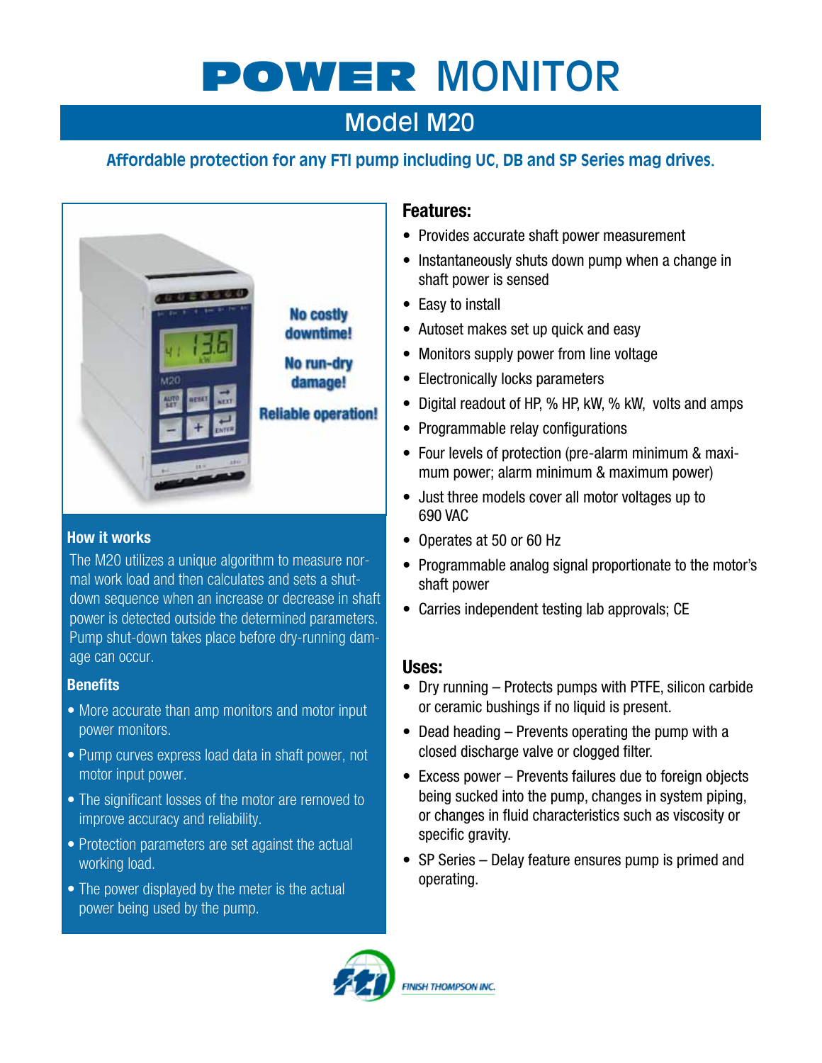# POWER MONITOR

## Model M20

**Affordable protection for any FTI pump including UC, DB and SP Series mag drives.**

No costly downtime!

No run-dry damage!

Reliable operation!

### How it works

The M20 utilizes a unique algorithm to measure normal work load and then calculates and sets a shutdown sequence when an increase or decrease in shaft power is detected outside the determined parameters. Pump shut-down takes place before dry-running damage can occur.

### Benefits

- More accurate than amp monitors and motor input power monitors.
- Pump curves express load data in shaft power, not motor input power.
- The significant losses of the motor are removed to improve accuracy and reliability.
- Protection parameters are set against the actual working load.
- The power displayed by the meter is the actual power being used by the pump.

### Features:

- Provides accurate shaft power measurement
- Instantaneously shuts down pump when a change in shaft power is sensed
- Easy to install
- Autoset makes set up quick and easy
- Monitors supply power from line voltage
- Electronically locks parameters
- Digital readout of HP, % HP, kW, % kW, volts and amps
- Programmable relay configurations
- Four levels of protection (pre-alarm minimum & maximum power; alarm minimum & maximum power)
- Just three models cover all motor voltages up to 690 VAC
- Operates at 50 or 60 Hz
- Programmable analog signal proportionate to the motor's shaft power
- Carries independent testing lab approvals; CE

### Uses:

- Dry running – Protects pumps with PTFE, silicon carbide or ceramic bushings if no liquid is present.
- Dead heading – Prevents operating the pump with a closed discharge valve or clogged filter.
- Excess power – Prevents failures due to foreign objects being sucked into the pump, changes in system piping, or changes in fluid characteristics such as viscosity or specific gravity.
- SP Series – Delay feature ensures pump is primed and operating.

FINISH THOMPSON INC.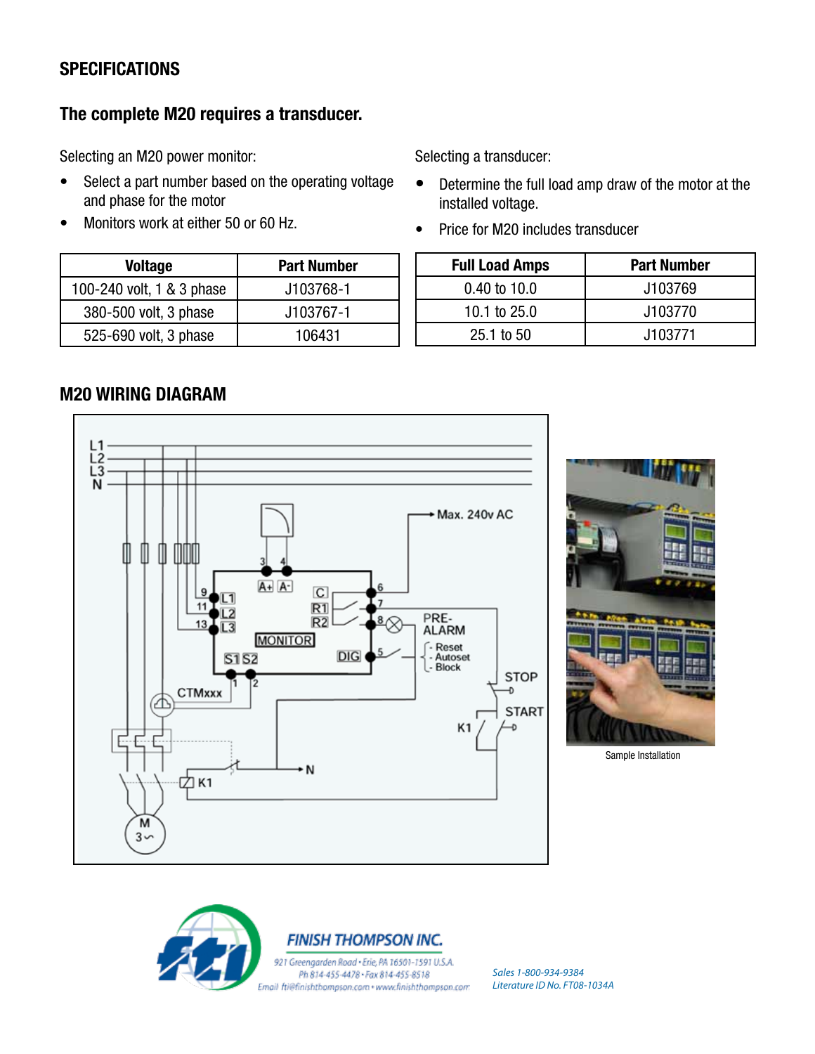## SPECIFICATIONS

### The complete M20 requires a transducer.

Selecting an M20 power monitor:

- Select a part number based on the operating voltage and phase for the motor
- Monitors work at either 50 or 60 Hz.

| Voltage | Part Number |
|---|---|
| 100-240 volt, 1 & 3 phase | J103768-1 |
| 380-500 volt, 3 phase | J103767-1 |
| 525-690 volt, 3 phase | 106431 |

Selecting a transducer:

- Determine the full load amp draw of the motor at the installed voltage.
- Price for M20 includes transducer

| Full Load Amps | Part Number |
|---|---|
| 0.40 to 10.0 | J103769 |
| 10.1 to 25.0 | J103770 |
| 25.1 to 50 | J103771 |

## M20 WIRING DIAGRAM

L1
L2
L3
N
Max. 240v AC
3 4
A+ A-
C
R1
R2
6
7
8
PRE-
ALARM
9 L1
11 L2
13 L3
MONITOR
DIG 5
- Reset
- Autoset
- Block
S1 S2
1 2
CTMxxx
STOP
START
K1
N
K1
M
3~

Sample Installation

**FINISH THOMPSON INC.**
921 Greengarden Road • Erie, PA 16501-1591 U.S.A.
Ph 814-455-4478 • Fax 814-455-8518
Email fti@finishthompson.com • www.finishthompson.com

*Sales 1-800-934-9384*
*Literature ID No. FT08-1034A*